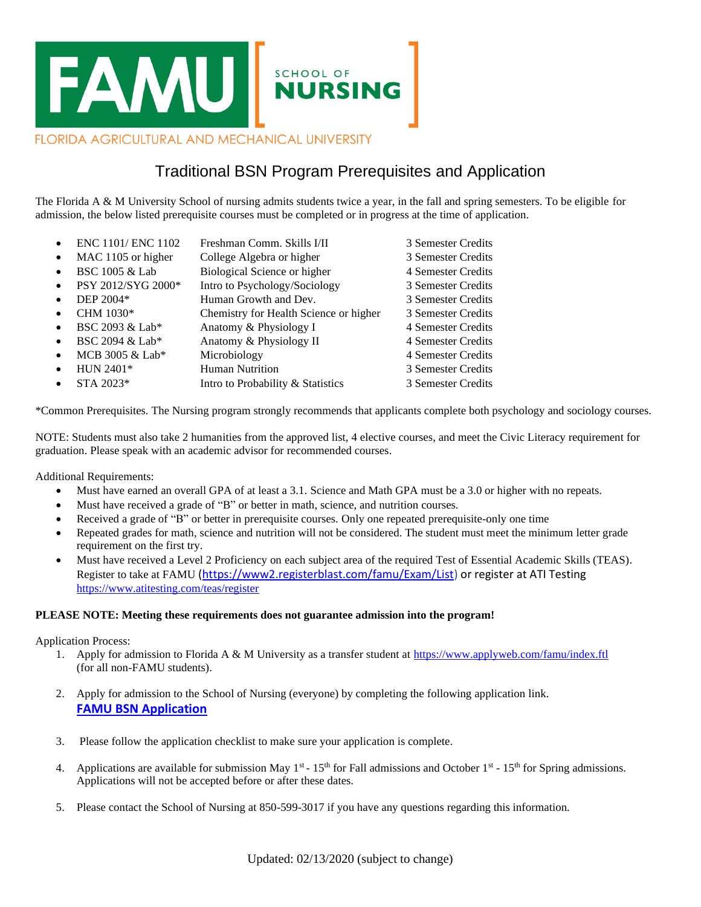FAMU SCHOOL OF NURSING

FLORIDA AGRICULTURAL AND MECHANICAL UNIVERSITY

# Traditional BSN Program Prerequisites and Application

The Florida A & M University School of nursing admits students twice a year, in the fall and spring semesters. To be eligible for admission, the below listed prerequisite courses must be completed or in progress at the time of application.

- ENC 1101/ ENC 1102 — Freshman Comm. Skills I/II — 3 Semester Credits
- MAC 1105 or higher — College Algebra or higher — 3 Semester Credits
- BSC 1005 & Lab — Biological Science or higher — 4 Semester Credits
- PSY 2012/SYG 2000* — Intro to Psychology/Sociology — 3 Semester Credits
- DEP 2004* — Human Growth and Dev. — 3 Semester Credits
- CHM 1030* — Chemistry for Health Science or higher — 3 Semester Credits
- BSC 2093 & Lab* — Anatomy & Physiology I — 4 Semester Credits
- BSC 2094 & Lab* — Anatomy & Physiology II — 4 Semester Credits
- MCB 3005 & Lab* — Microbiology — 4 Semester Credits
- HUN 2401* — Human Nutrition — 3 Semester Credits
- STA 2023* — Intro to Probability & Statistics — 3 Semester Credits

*Common Prerequisites. The Nursing program strongly recommends that applicants complete both psychology and sociology courses.

NOTE: Students must also take 2 humanities from the approved list, 4 elective courses, and meet the Civic Literacy requirement for graduation. Please speak with an academic advisor for recommended courses.

Additional Requirements:

- Must have earned an overall GPA of at least a 3.1. Science and Math GPA must be a 3.0 or higher with no repeats.
- Must have received a grade of "B" or better in math, science, and nutrition courses.
- Received a grade of "B" or better in prerequisite courses. Only one repeated prerequisite-only one time
- Repeated grades for math, science and nutrition will not be considered. The student must meet the minimum letter grade requirement on the first try.
- Must have received a Level 2 Proficiency on each subject area of the required Test of Essential Academic Skills (TEAS). Register to take at FAMU (https://www2.registerblast.com/famu/Exam/List) or register at ATI Testing https://www.atitesting.com/teas/register

**PLEASE NOTE: Meeting these requirements does not guarantee admission into the program!**

Application Process:

1. Apply for admission to Florida A & M University as a transfer student at https://www.applyweb.com/famu/index.ftl (for all non-FAMU students).
2. Apply for admission to the School of Nursing (everyone) by completing the following application link. **FAMU BSN Application**
3. Please follow the application checklist to make sure your application is complete.
4. Applications are available for submission May 1st - 15th for Fall admissions and October 1st - 15th for Spring admissions. Applications will not be accepted before or after these dates.
5. Please contact the School of Nursing at 850-599-3017 if you have any questions regarding this information.

Updated: 02/13/2020 (subject to change)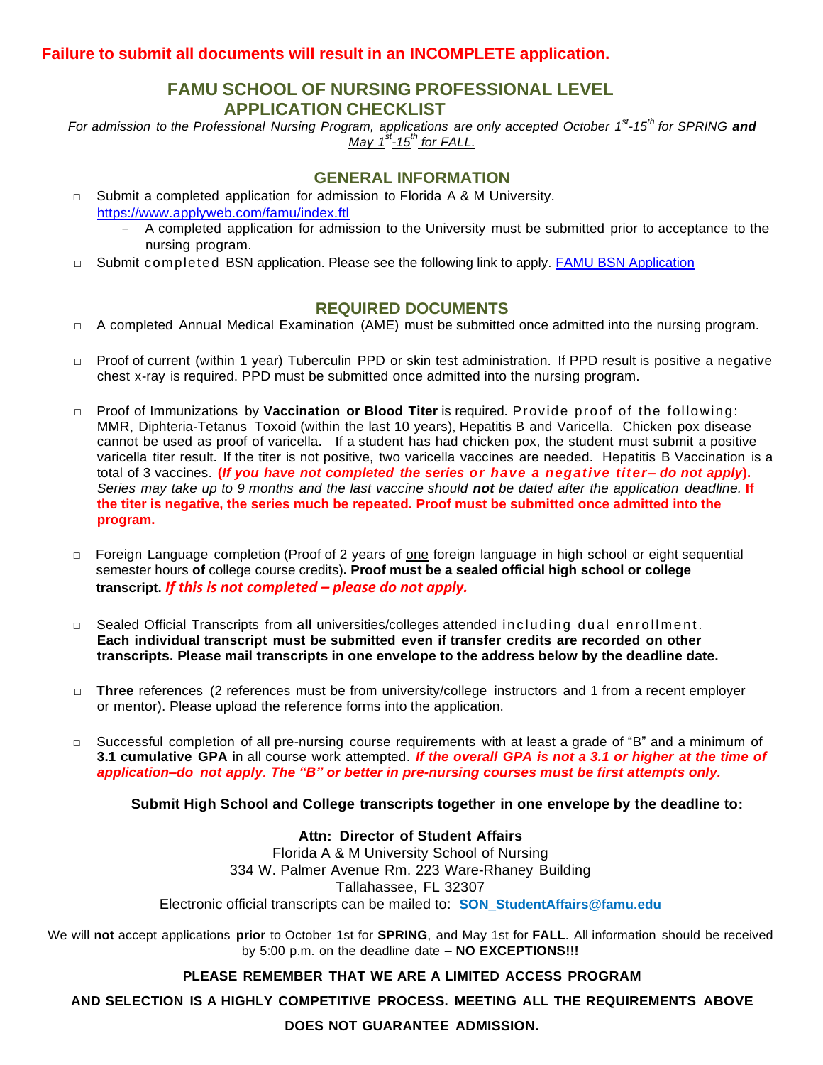**Failure to submit all documents will result in an INCOMPLETE application.**

# FAMU SCHOOL OF NURSING PROFESSIONAL LEVEL APPLICATION CHECKLIST

*For admission to the Professional Nursing Program, applications are only accepted October 1st-15th for SPRING **and** May 1st-15th for FALL.*

## GENERAL INFORMATION

- □ Submit a completed application for admission to Florida A & M University. [https://www.applyweb.com/famu/index.ftl](https://www.applyweb.com/famu/index.ftl)
  - A completed application for admission to the University must be submitted prior to acceptance to the nursing program.
- □ Submit completed BSN application. Please see the following link to apply. FAMU BSN Application

## REQUIRED DOCUMENTS

- □ A completed Annual Medical Examination (AME) must be submitted once admitted into the nursing program.

- □ Proof of current (within 1 year) Tuberculin PPD or skin test administration. If PPD result is positive a negative chest x-ray is required. PPD must be submitted once admitted into the nursing program.

- □ Proof of Immunizations by **Vaccination or Blood Titer** is required. Provide proof of the following: MMR, Diphtheria-Tetanus Toxoid (within the last 10 years), Hepatitis B and Varicella. Chicken pox disease cannot be used as proof of varicella. If a student has had chicken pox, the student must submit a positive varicella titer result. If the titer is not positive, two varicella vaccines are needed. Hepatitis B Vaccination is a total of 3 vaccines. **(*If you have not completed the series or have a negative titer– do not apply*).** *Series may take up to 9 months and the last vaccine should **not** be dated after the application deadline.* **If the titer is negative, the series much be repeated. Proof must be submitted once admitted into the program.**

- □ Foreign Language completion (Proof of 2 years of one foreign language in high school or eight sequential semester hours **of** college course credits)**. Proof must be a sealed official high school or college transcript.** ***If this is not completed – please do not apply.***

- □ Sealed Official Transcripts from **all** universities/colleges attended including dual enrollment. **Each individual transcript must be submitted even if transfer credits are recorded on other transcripts. Please mail transcripts in one envelope to the address below by the deadline date.**

- □ **Three** references (2 references must be from university/college instructors and 1 from a recent employer or mentor). Please upload the reference forms into the application.

- □ Successful completion of all pre-nursing course requirements with at least a grade of "B" and a minimum of **3.1 cumulative GPA** in all course work attempted. ***If the overall GPA is not a 3.1 or higher at the time of application–do not apply**. **The "B" or better in pre-nursing courses must be first attempts only.***

**Submit High School and College transcripts together in one envelope by the deadline to:**

**Attn: Director of Student Affairs**
Florida A & M University School of Nursing
334 W. Palmer Avenue Rm. 223 Ware-Rhaney Building
Tallahassee, FL 32307
Electronic official transcripts can be mailed to: **SON_StudentAffairs@famu.edu**

We will **not** accept applications **prior** to October 1st for **SPRING**, and May 1st for **FALL**. All information should be received by 5:00 p.m. on the deadline date – **NO EXCEPTIONS!!!**

**PLEASE REMEMBER THAT WE ARE A LIMITED ACCESS PROGRAM AND SELECTION IS A HIGHLY COMPETITIVE PROCESS. MEETING ALL THE REQUIREMENTS ABOVE DOES NOT GUARANTEE ADMISSION.**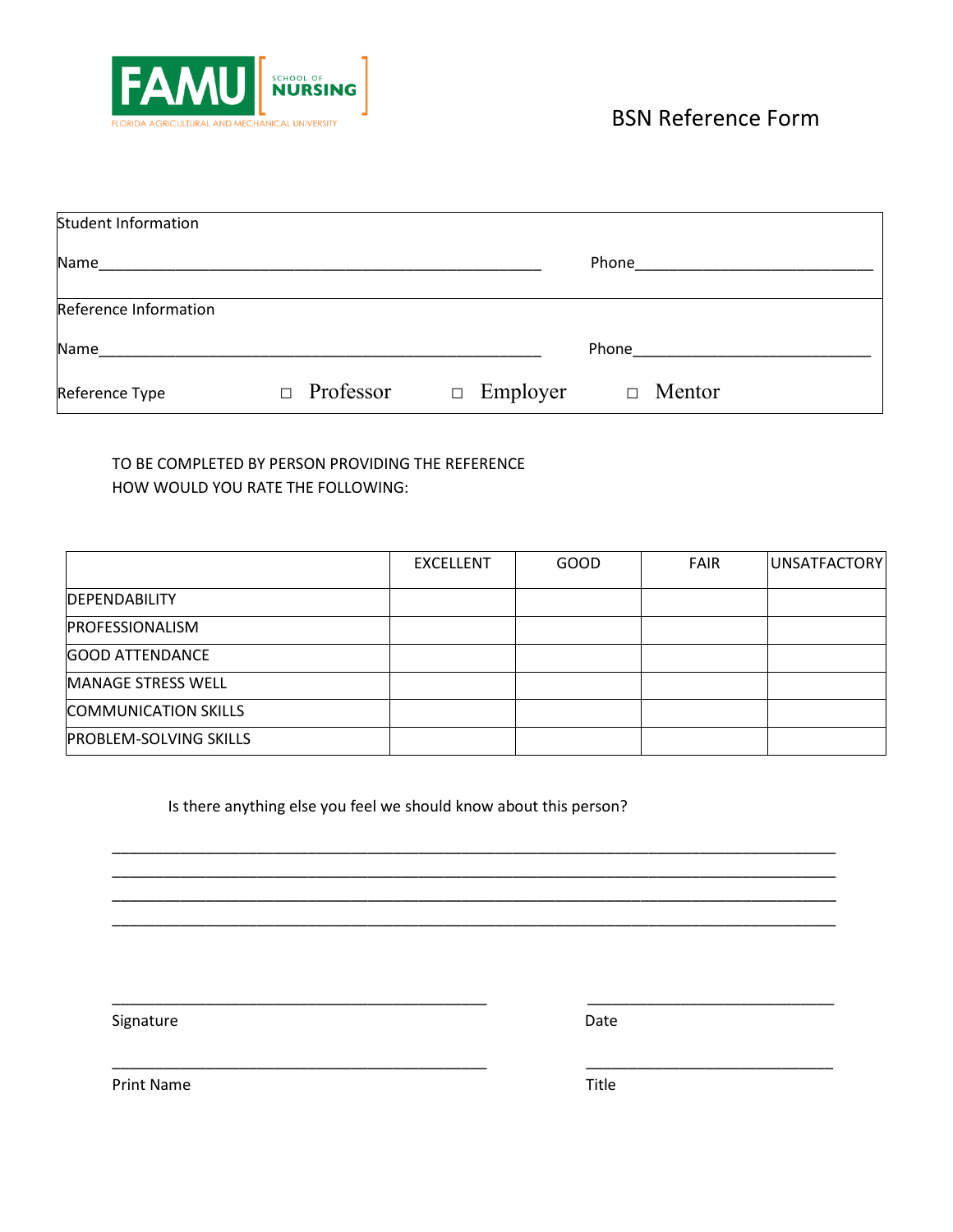FAMU School of Nursing
FLORIDA AGRICULTURAL AND MECHANICAL UNIVERSITY

# BSN Reference Form

| | |
|---|---|
| **Student Information** | |
| Name_______________________________________________ | Phone___________________________ |
| **Reference Information** | |
| Name_______________________________________________ | Phone___________________________ |
| Reference Type ☐ Professor ☐ Employer ☐ Mentor | |

TO BE COMPLETED BY PERSON PROVIDING THE REFERENCE
HOW WOULD YOU RATE THE FOLLOWING:

| | EXCELLENT | GOOD | FAIR | UNSATFACTORY |
|---|---|---|---|---|
| DEPENDABILITY | | | | |
| PROFESSIONALISM | | | | |
| GOOD ATTENDANCE | | | | |
| MANAGE STRESS WELL | | | | |
| COMMUNICATION SKILLS | | | | |
| PROBLEM-SOLVING SKILLS | | | | |

Is there anything else you feel we should know about this person?

_______________________________________________________________________________

_______________________________________________________________________________

_______________________________________________________________________________

_______________________________________________________________________________

_____________________________________________ ______________________________

Signature Date

_____________________________________________ ______________________________

Print Name Title